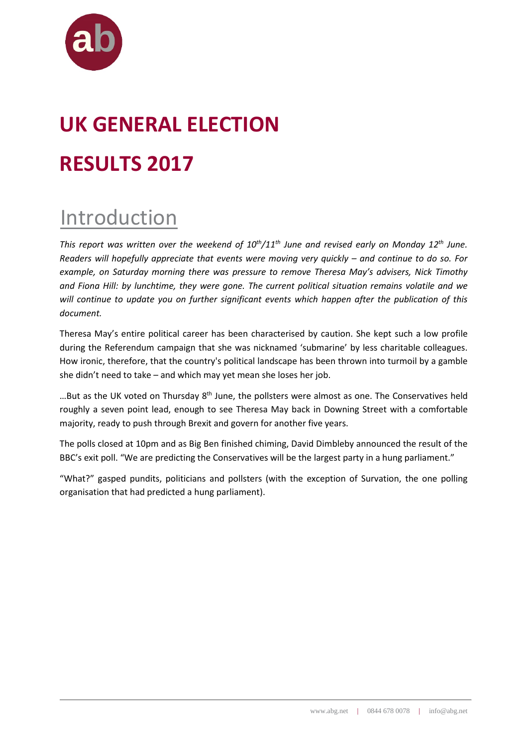# UK GENERAL ELECTION RESULTS 2017

## Introduction

*This report was written over the weekend of 10th/11th June and revised early on Monday 12th June. Readers will hopefully appreciate that events were moving very quickly – and continue to do so. For example, on Saturday morning there was pressure to remove Theresa May's advisers, Nick Timothy and Fiona Hill: by lunchtime, they were gone. The current political situation remains volatile and we will continue to update you on further significant events which happen after the publication of this document.*

Theresa May's entire political career has been characterised by caution. She kept such a low profile during the Referendum campaign that she was nicknamed 'submarine' by less charitable colleagues. How ironic, therefore, that the country's political landscape has been thrown into turmoil by a gamble she didn't need to take – and which may yet mean she loses her job.

…But as the UK voted on Thursday 8th June, the pollsters were almost as one. The Conservatives held roughly a seven point lead, enough to see Theresa May back in Downing Street with a comfortable majority, ready to push through Brexit and govern for another five years.

The polls closed at 10pm and as Big Ben finished chiming, David Dimbleby announced the result of the BBC's exit poll. "We are predicting the Conservatives will be the largest party in a hung parliament."

"What?" gasped pundits, politicians and pollsters (with the exception of Survation, the one polling organisation that had predicted a hung parliament).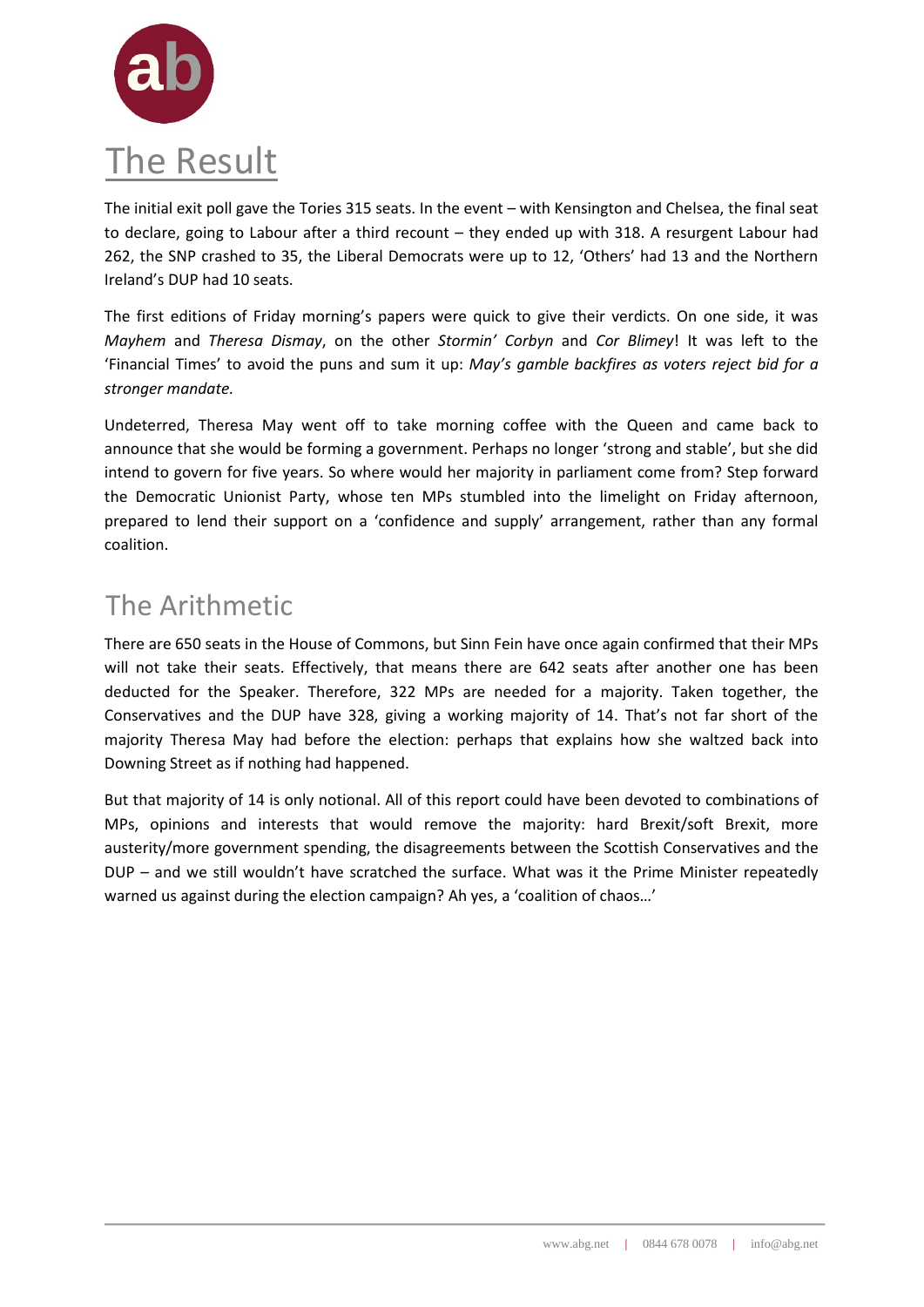# The Result

The initial exit poll gave the Tories 315 seats. In the event – with Kensington and Chelsea, the final seat to declare, going to Labour after a third recount – they ended up with 318. A resurgent Labour had 262, the SNP crashed to 35, the Liberal Democrats were up to 12, 'Others' had 13 and the Northern Ireland's DUP had 10 seats.

The first editions of Friday morning's papers were quick to give their verdicts. On one side, it was *Mayhem* and *Theresa Dismay*, on the other *Stormin' Corbyn* and *Cor Blimey*! It was left to the 'Financial Times' to avoid the puns and sum it up: *May's gamble backfires as voters reject bid for a stronger mandate.*

Undeterred, Theresa May went off to take morning coffee with the Queen and came back to announce that she would be forming a government. Perhaps no longer 'strong and stable', but she did intend to govern for five years. So where would her majority in parliament come from? Step forward the Democratic Unionist Party, whose ten MPs stumbled into the limelight on Friday afternoon, prepared to lend their support on a 'confidence and supply' arrangement, rather than any formal coalition.

## The Arithmetic

There are 650 seats in the House of Commons, but Sinn Fein have once again confirmed that their MPs will not take their seats. Effectively, that means there are 642 seats after another one has been deducted for the Speaker. Therefore, 322 MPs are needed for a majority. Taken together, the Conservatives and the DUP have 328, giving a working majority of 14. That's not far short of the majority Theresa May had before the election: perhaps that explains how she waltzed back into Downing Street as if nothing had happened.

But that majority of 14 is only notional. All of this report could have been devoted to combinations of MPs, opinions and interests that would remove the majority: hard Brexit/soft Brexit, more austerity/more government spending, the disagreements between the Scottish Conservatives and the DUP – and we still wouldn't have scratched the surface. What was it the Prime Minister repeatedly warned us against during the election campaign? Ah yes, a 'coalition of chaos…'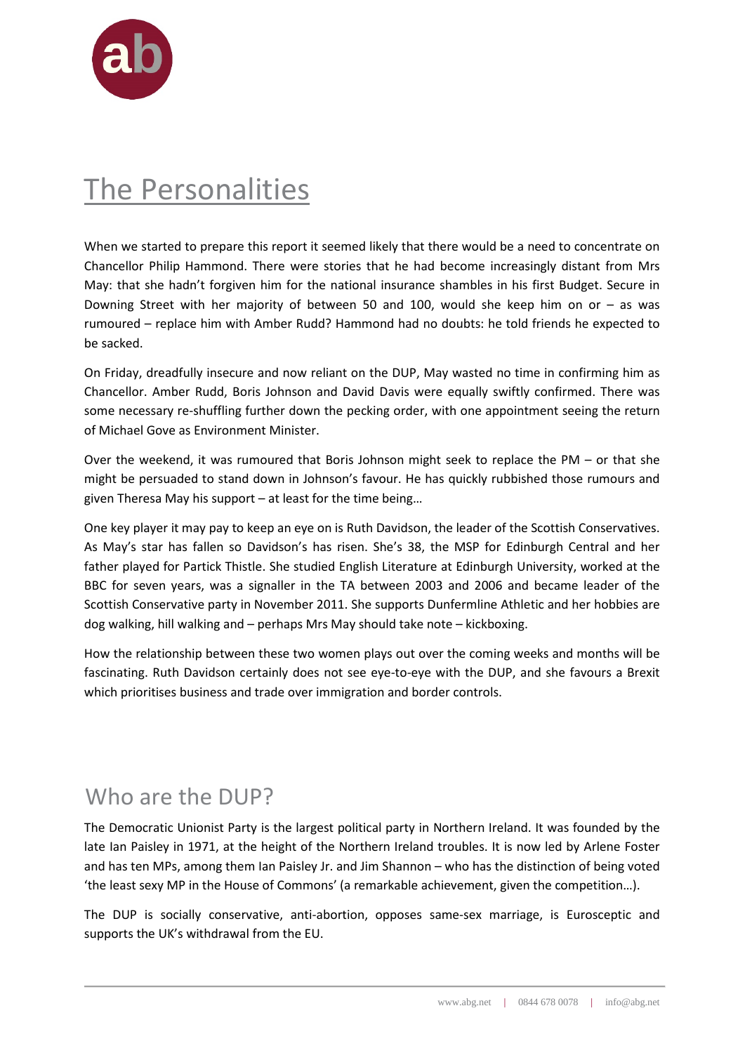# The Personalities

When we started to prepare this report it seemed likely that there would be a need to concentrate on Chancellor Philip Hammond. There were stories that he had become increasingly distant from Mrs May: that she hadn't forgiven him for the national insurance shambles in his first Budget. Secure in Downing Street with her majority of between 50 and 100, would she keep him on or – as was rumoured – replace him with Amber Rudd? Hammond had no doubts: he told friends he expected to be sacked.

On Friday, dreadfully insecure and now reliant on the DUP, May wasted no time in confirming him as Chancellor. Amber Rudd, Boris Johnson and David Davis were equally swiftly confirmed. There was some necessary re-shuffling further down the pecking order, with one appointment seeing the return of Michael Gove as Environment Minister.

Over the weekend, it was rumoured that Boris Johnson might seek to replace the PM – or that she might be persuaded to stand down in Johnson's favour. He has quickly rubbished those rumours and given Theresa May his support – at least for the time being…

One key player it may pay to keep an eye on is Ruth Davidson, the leader of the Scottish Conservatives. As May's star has fallen so Davidson's has risen. She's 38, the MSP for Edinburgh Central and her father played for Partick Thistle. She studied English Literature at Edinburgh University, worked at the BBC for seven years, was a signaller in the TA between 2003 and 2006 and became leader of the Scottish Conservative party in November 2011. She supports Dunfermline Athletic and her hobbies are dog walking, hill walking and – perhaps Mrs May should take note – kickboxing.

How the relationship between these two women plays out over the coming weeks and months will be fascinating. Ruth Davidson certainly does not see eye-to-eye with the DUP, and she favours a Brexit which prioritises business and trade over immigration and border controls.

## Who are the DUP?

The Democratic Unionist Party is the largest political party in Northern Ireland. It was founded by the late Ian Paisley in 1971, at the height of the Northern Ireland troubles. It is now led by Arlene Foster and has ten MPs, among them Ian Paisley Jr. and Jim Shannon – who has the distinction of being voted 'the least sexy MP in the House of Commons' (a remarkable achievement, given the competition…).

The DUP is socially conservative, anti-abortion, opposes same-sex marriage, is Eurosceptic and supports the UK's withdrawal from the EU.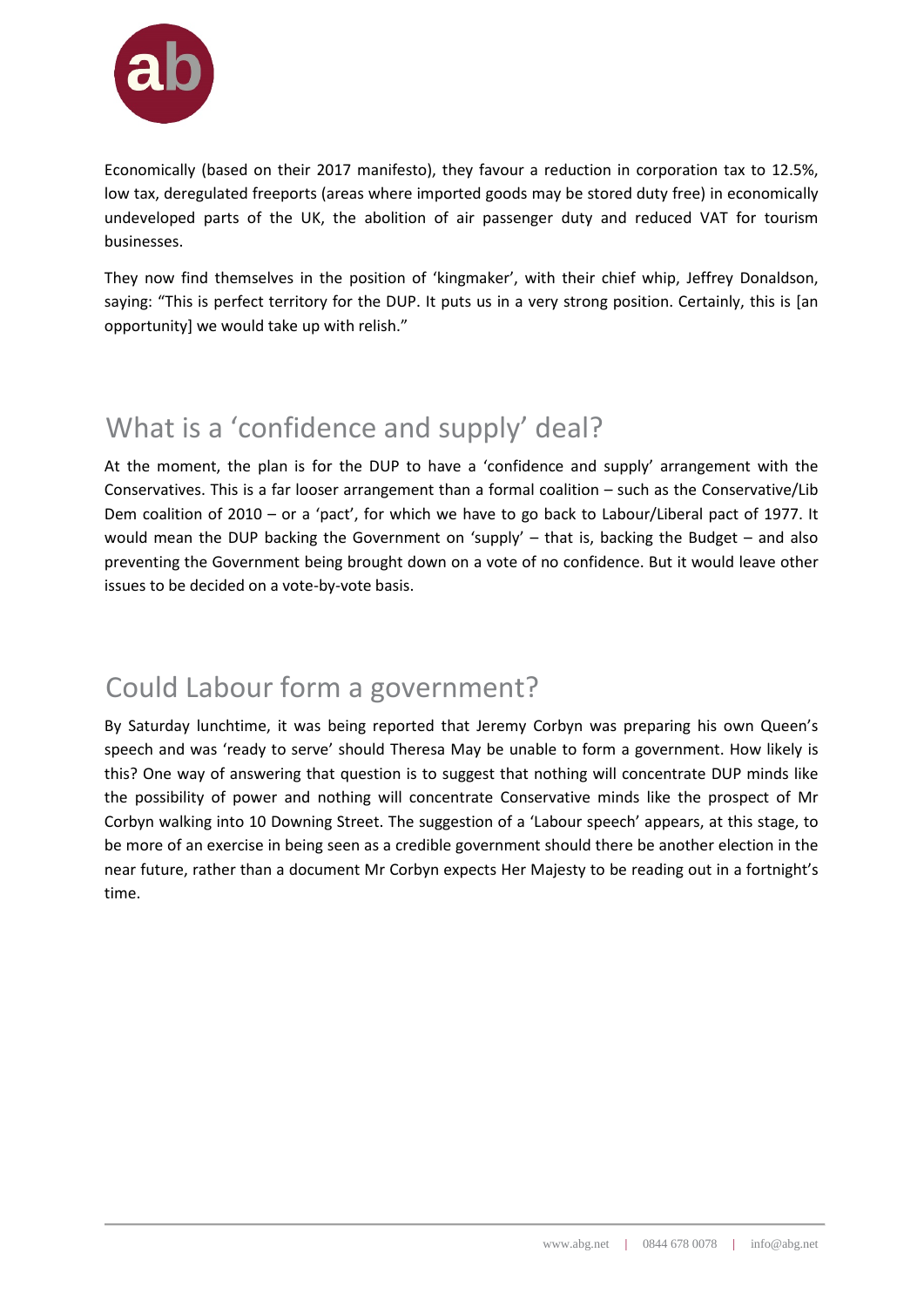Economically (based on their 2017 manifesto), they favour a reduction in corporation tax to 12.5%, low tax, deregulated freeports (areas where imported goods may be stored duty free) in economically undeveloped parts of the UK, the abolition of air passenger duty and reduced VAT for tourism businesses.

They now find themselves in the position of 'kingmaker', with their chief whip, Jeffrey Donaldson, saying: "This is perfect territory for the DUP. It puts us in a very strong position. Certainly, this is [an opportunity] we would take up with relish."

## What is a 'confidence and supply' deal?

At the moment, the plan is for the DUP to have a 'confidence and supply' arrangement with the Conservatives. This is a far looser arrangement than a formal coalition – such as the Conservative/Lib Dem coalition of 2010 – or a 'pact', for which we have to go back to Labour/Liberal pact of 1977. It would mean the DUP backing the Government on 'supply' – that is, backing the Budget – and also preventing the Government being brought down on a vote of no confidence. But it would leave other issues to be decided on a vote-by-vote basis.

## Could Labour form a government?

By Saturday lunchtime, it was being reported that Jeremy Corbyn was preparing his own Queen's speech and was 'ready to serve' should Theresa May be unable to form a government. How likely is this? One way of answering that question is to suggest that nothing will concentrate DUP minds like the possibility of power and nothing will concentrate Conservative minds like the prospect of Mr Corbyn walking into 10 Downing Street. The suggestion of a 'Labour speech' appears, at this stage, to be more of an exercise in being seen as a credible government should there be another election in the near future, rather than a document Mr Corbyn expects Her Majesty to be reading out in a fortnight's time.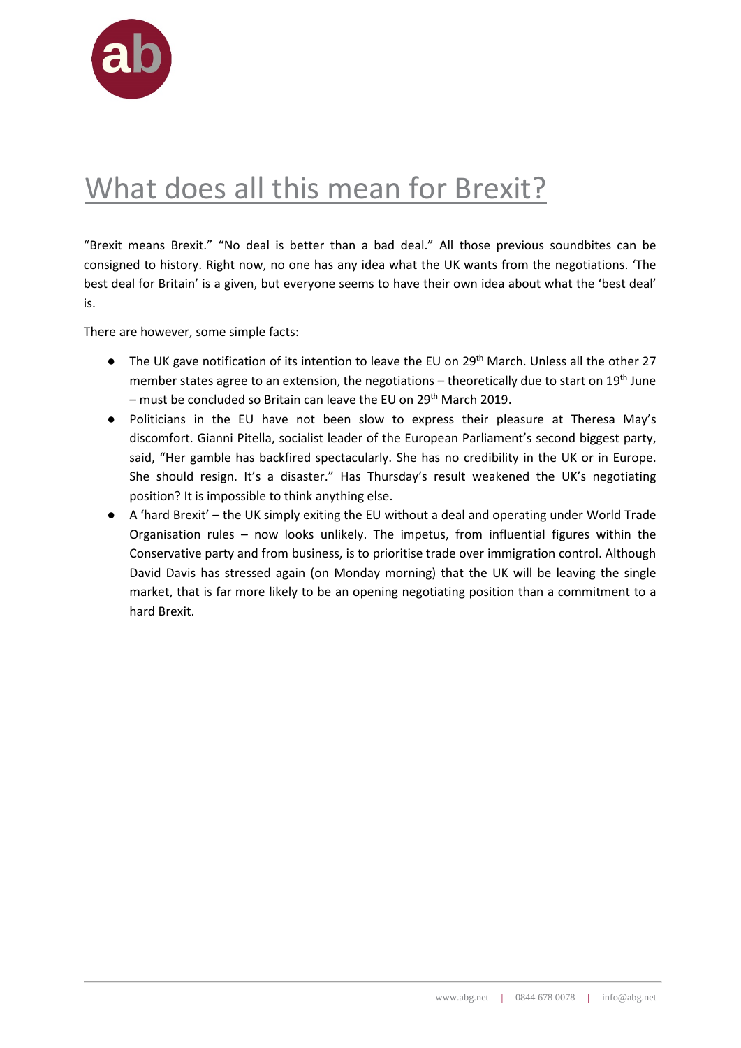# What does all this mean for Brexit?

"Brexit means Brexit." "No deal is better than a bad deal." All those previous soundbites can be consigned to history. Right now, no one has any idea what the UK wants from the negotiations. 'The best deal for Britain' is a given, but everyone seems to have their own idea about what the 'best deal' is.

There are however, some simple facts:

- The UK gave notification of its intention to leave the EU on 29th March. Unless all the other 27 member states agree to an extension, the negotiations – theoretically due to start on 19th June – must be concluded so Britain can leave the EU on 29th March 2019.
- Politicians in the EU have not been slow to express their pleasure at Theresa May's discomfort. Gianni Pitella, socialist leader of the European Parliament's second biggest party, said, "Her gamble has backfired spectacularly. She has no credibility in the UK or in Europe. She should resign. It's a disaster." Has Thursday's result weakened the UK's negotiating position? It is impossible to think anything else.
- A 'hard Brexit' – the UK simply exiting the EU without a deal and operating under World Trade Organisation rules – now looks unlikely. The impetus, from influential figures within the Conservative party and from business, is to prioritise trade over immigration control. Although David Davis has stressed again (on Monday morning) that the UK will be leaving the single market, that is far more likely to be an opening negotiating position than a commitment to a hard Brexit.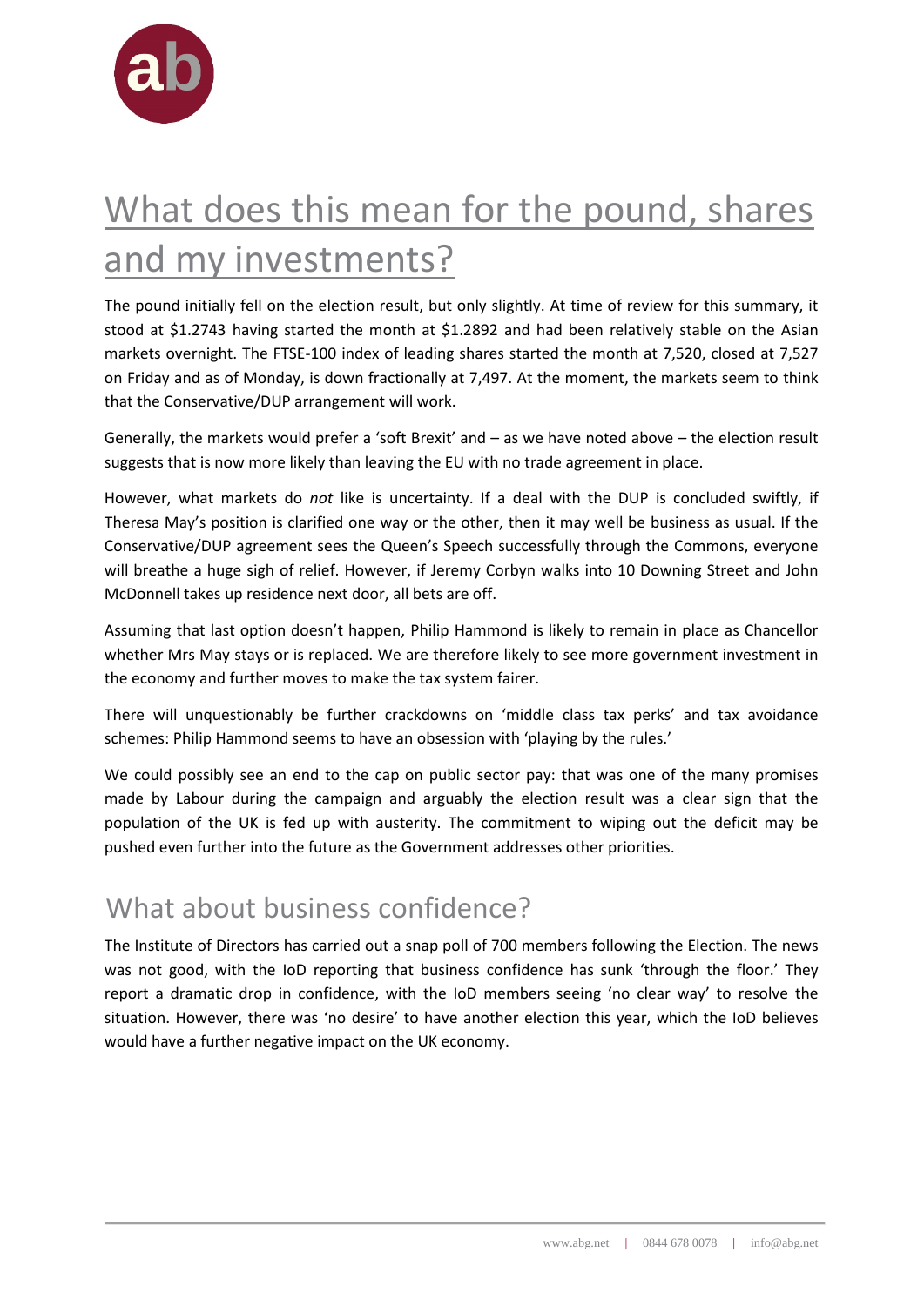# What does this mean for the pound, shares and my investments?

The pound initially fell on the election result, but only slightly. At time of review for this summary, it stood at $1.2743 having started the month at $1.2892 and had been relatively stable on the Asian markets overnight. The FTSE-100 index of leading shares started the month at 7,520, closed at 7,527 on Friday and as of Monday, is down fractionally at 7,497. At the moment, the markets seem to think that the Conservative/DUP arrangement will work.

Generally, the markets would prefer a 'soft Brexit' and – as we have noted above – the election result suggests that is now more likely than leaving the EU with no trade agreement in place.

However, what markets do *not* like is uncertainty. If a deal with the DUP is concluded swiftly, if Theresa May's position is clarified one way or the other, then it may well be business as usual. If the Conservative/DUP agreement sees the Queen's Speech successfully through the Commons, everyone will breathe a huge sigh of relief. However, if Jeremy Corbyn walks into 10 Downing Street and John McDonnell takes up residence next door, all bets are off.

Assuming that last option doesn't happen, Philip Hammond is likely to remain in place as Chancellor whether Mrs May stays or is replaced. We are therefore likely to see more government investment in the economy and further moves to make the tax system fairer.

There will unquestionably be further crackdowns on 'middle class tax perks' and tax avoidance schemes: Philip Hammond seems to have an obsession with 'playing by the rules.'

We could possibly see an end to the cap on public sector pay: that was one of the many promises made by Labour during the campaign and arguably the election result was a clear sign that the population of the UK is fed up with austerity. The commitment to wiping out the deficit may be pushed even further into the future as the Government addresses other priorities.

## What about business confidence?

The Institute of Directors has carried out a snap poll of 700 members following the Election. The news was not good, with the IoD reporting that business confidence has sunk 'through the floor.' They report a dramatic drop in confidence, with the IoD members seeing 'no clear way' to resolve the situation. However, there was 'no desire' to have another election this year, which the IoD believes would have a further negative impact on the UK economy.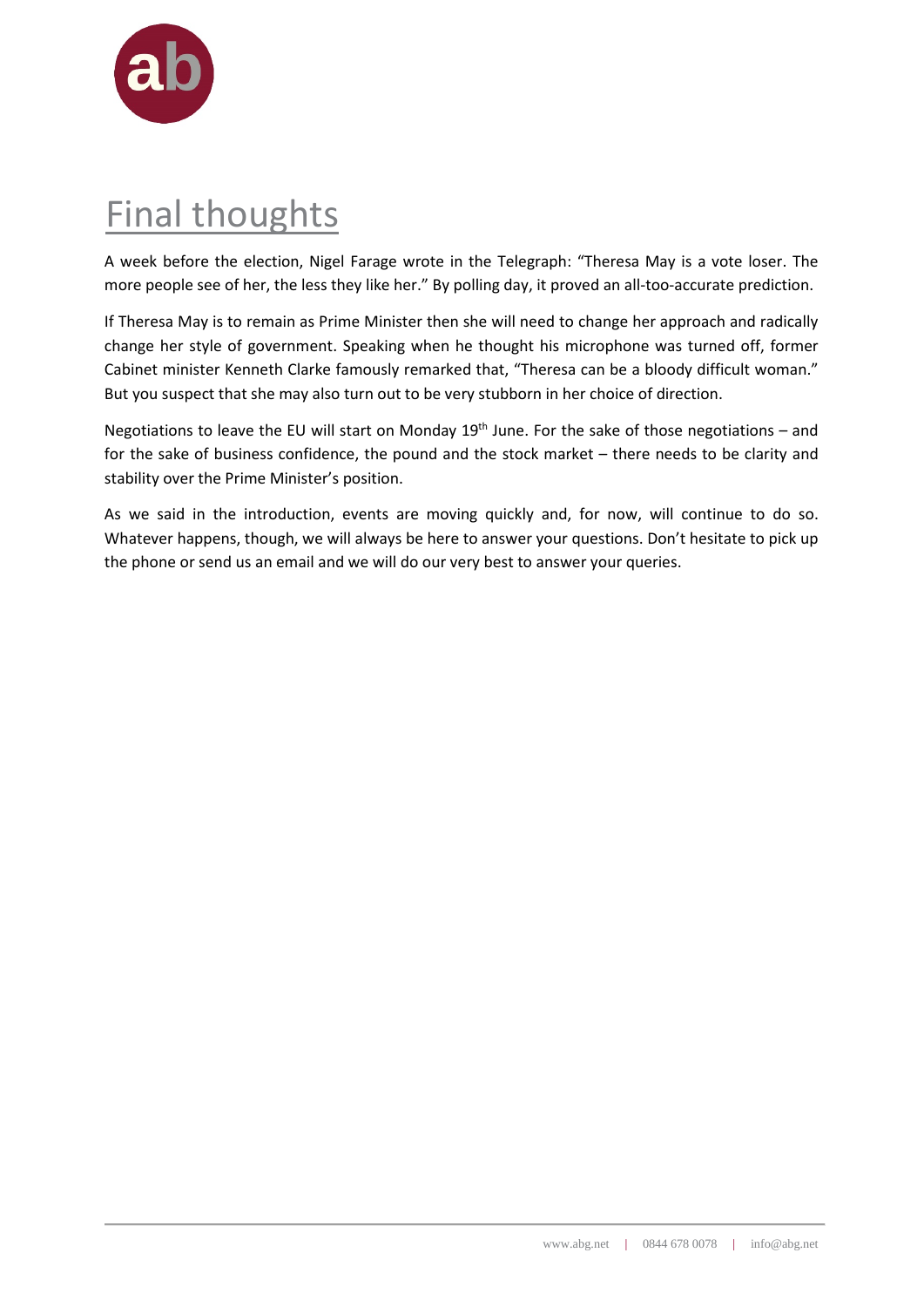# Final thoughts

A week before the election, Nigel Farage wrote in the Telegraph: "Theresa May is a vote loser. The more people see of her, the less they like her." By polling day, it proved an all-too-accurate prediction.

If Theresa May is to remain as Prime Minister then she will need to change her approach and radically change her style of government. Speaking when he thought his microphone was turned off, former Cabinet minister Kenneth Clarke famously remarked that, "Theresa can be a bloody difficult woman." But you suspect that she may also turn out to be very stubborn in her choice of direction.

Negotiations to leave the EU will start on Monday 19th June. For the sake of those negotiations – and for the sake of business confidence, the pound and the stock market – there needs to be clarity and stability over the Prime Minister's position.

As we said in the introduction, events are moving quickly and, for now, will continue to do so. Whatever happens, though, we will always be here to answer your questions. Don't hesitate to pick up the phone or send us an email and we will do our very best to answer your queries.